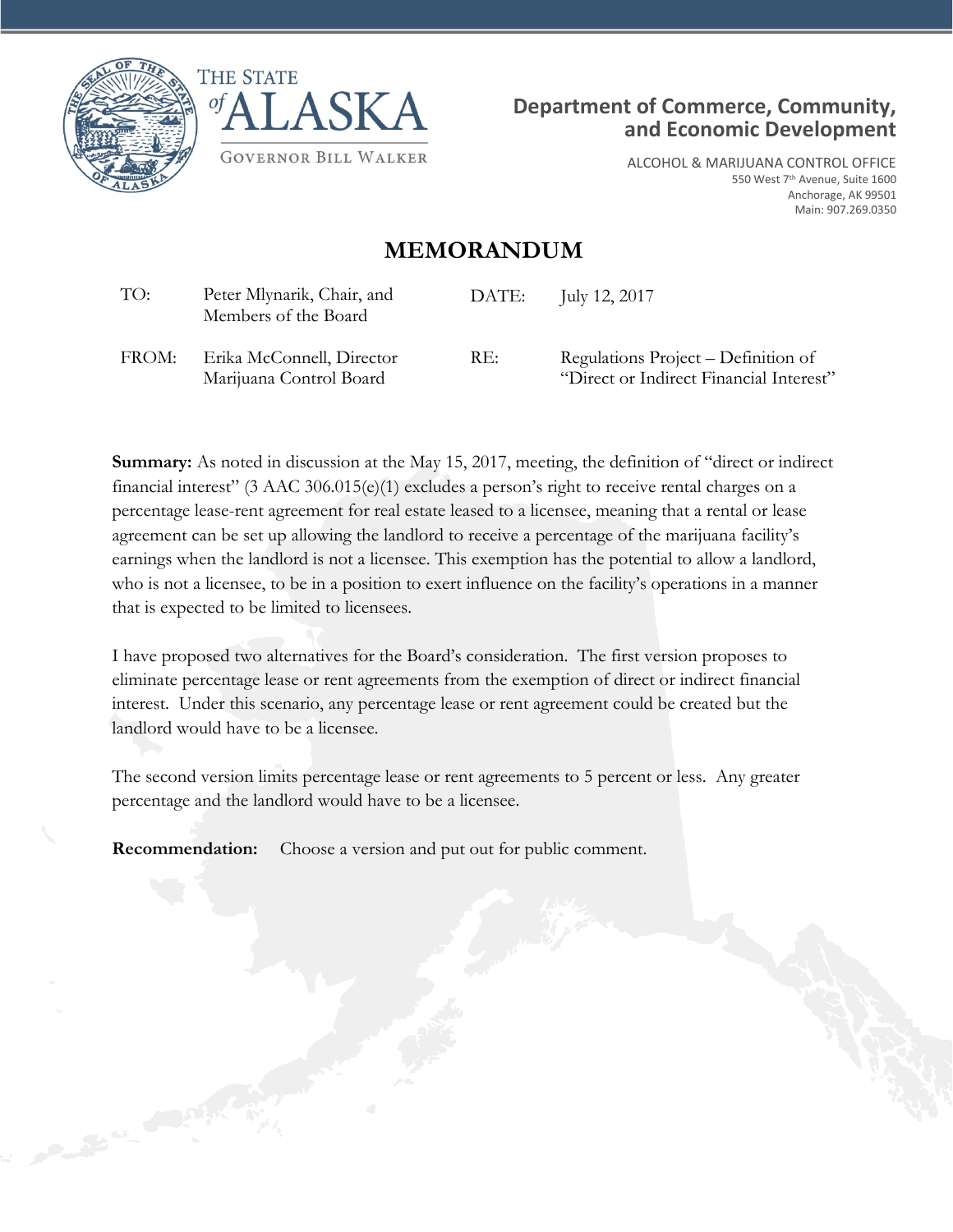THE STATE of ALASKA

GOVERNOR BILL WALKER

**Department of Commerce, Community, and Economic Development**

ALCOHOL & MARIJUANA CONTROL OFFICE
550 West 7th Avenue, Suite 1600
Anchorage, AK 99501
Main: 907.269.0350

# MEMORANDUM

| | | | |
|---|---|---|---|
| TO: | Peter Mlynarik, Chair, and Members of the Board | DATE: | July 12, 2017 |
| FROM: | Erika McConnell, Director Marijuana Control Board | RE: | Regulations Project – Definition of "Direct or Indirect Financial Interest" |

**Summary:** As noted in discussion at the May 15, 2017, meeting, the definition of "direct or indirect financial interest" (3 AAC 306.015(e)(1) excludes a person's right to receive rental charges on a percentage lease-rent agreement for real estate leased to a licensee, meaning that a rental or lease agreement can be set up allowing the landlord to receive a percentage of the marijuana facility's earnings when the landlord is not a licensee. This exemption has the potential to allow a landlord, who is not a licensee, to be in a position to exert influence on the facility's operations in a manner that is expected to be limited to licensees.

I have proposed two alternatives for the Board's consideration. The first version proposes to eliminate percentage lease or rent agreements from the exemption of direct or indirect financial interest. Under this scenario, any percentage lease or rent agreement could be created but the landlord would have to be a licensee.

The second version limits percentage lease or rent agreements to 5 percent or less. Any greater percentage and the landlord would have to be a licensee.

**Recommendation:** Choose a version and put out for public comment.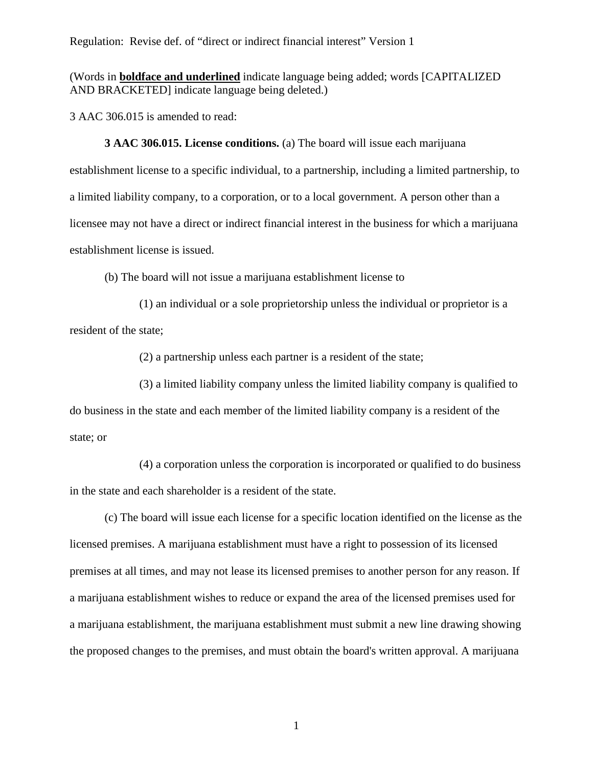Regulation: Revise def. of "direct or indirect financial interest" Version 1

(Words in **<u>boldface and underlined</u>** indicate language being added; words [CAPITALIZED AND BRACKETED] indicate language being deleted.)

3 AAC 306.015 is amended to read:

**3 AAC 306.015. License conditions.** (a) The board will issue each marijuana establishment license to a specific individual, to a partnership, including a limited partnership, to a limited liability company, to a corporation, or to a local government. A person other than a licensee may not have a direct or indirect financial interest in the business for which a marijuana establishment license is issued.

(b) The board will not issue a marijuana establishment license to

(1) an individual or a sole proprietorship unless the individual or proprietor is a resident of the state;

(2) a partnership unless each partner is a resident of the state;

(3) a limited liability company unless the limited liability company is qualified to do business in the state and each member of the limited liability company is a resident of the state; or

(4) a corporation unless the corporation is incorporated or qualified to do business in the state and each shareholder is a resident of the state.

(c) The board will issue each license for a specific location identified on the license as the licensed premises. A marijuana establishment must have a right to possession of its licensed premises at all times, and may not lease its licensed premises to another person for any reason. If a marijuana establishment wishes to reduce or expand the area of the licensed premises used for a marijuana establishment, the marijuana establishment must submit a new line drawing showing the proposed changes to the premises, and must obtain the board's written approval. A marijuana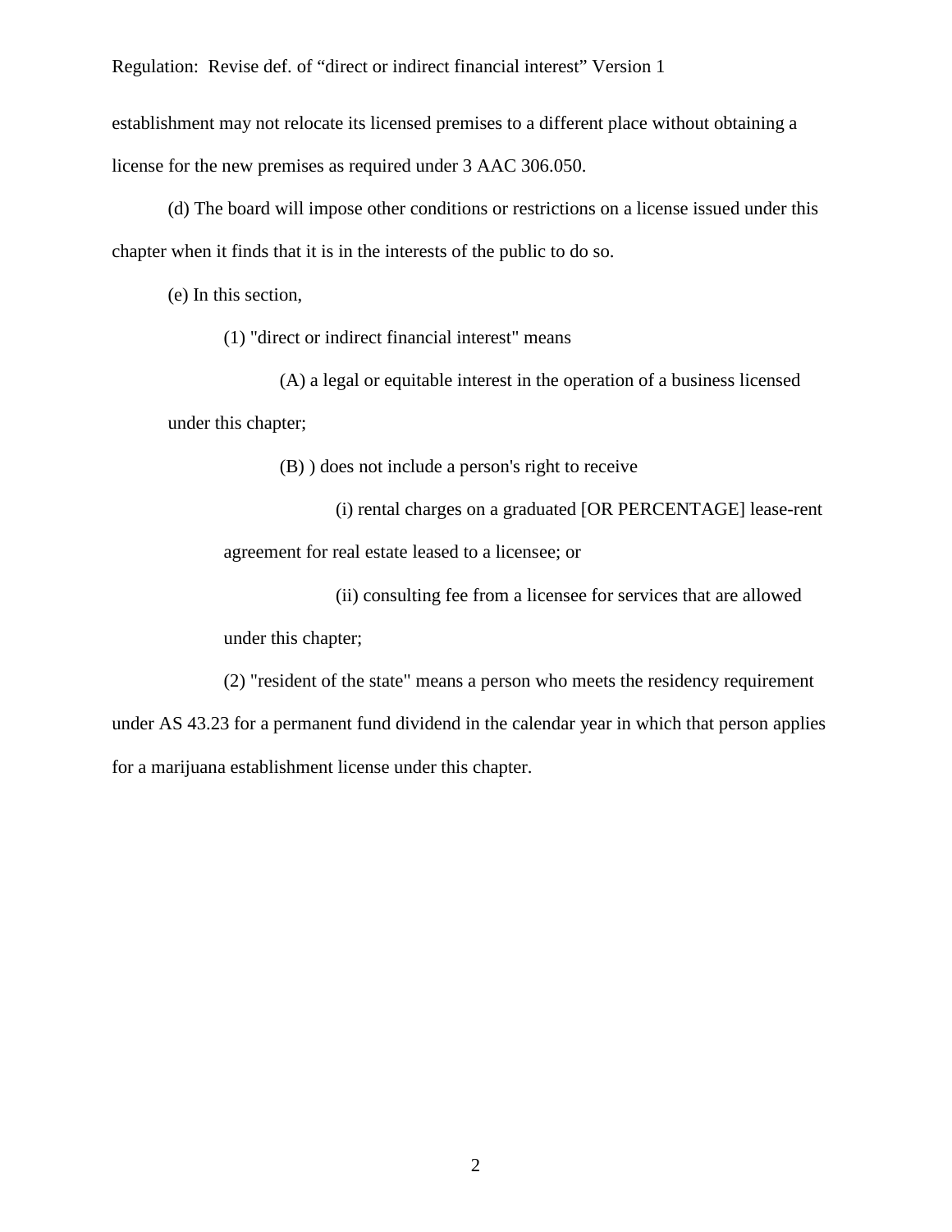establishment may not relocate its licensed premises to a different place without obtaining a license for the new premises as required under 3 AAC 306.050.

(d) The board will impose other conditions or restrictions on a license issued under this chapter when it finds that it is in the interests of the public to do so.

(e) In this section,

(1) "direct or indirect financial interest" means

(A) a legal or equitable interest in the operation of a business licensed under this chapter;

(B) ) does not include a person's right to receive

(i) rental charges on a graduated [OR PERCENTAGE] lease-rent agreement for real estate leased to a licensee; or

(ii) consulting fee from a licensee for services that are allowed under this chapter;

(2) "resident of the state" means a person who meets the residency requirement under AS 43.23 for a permanent fund dividend in the calendar year in which that person applies for a marijuana establishment license under this chapter.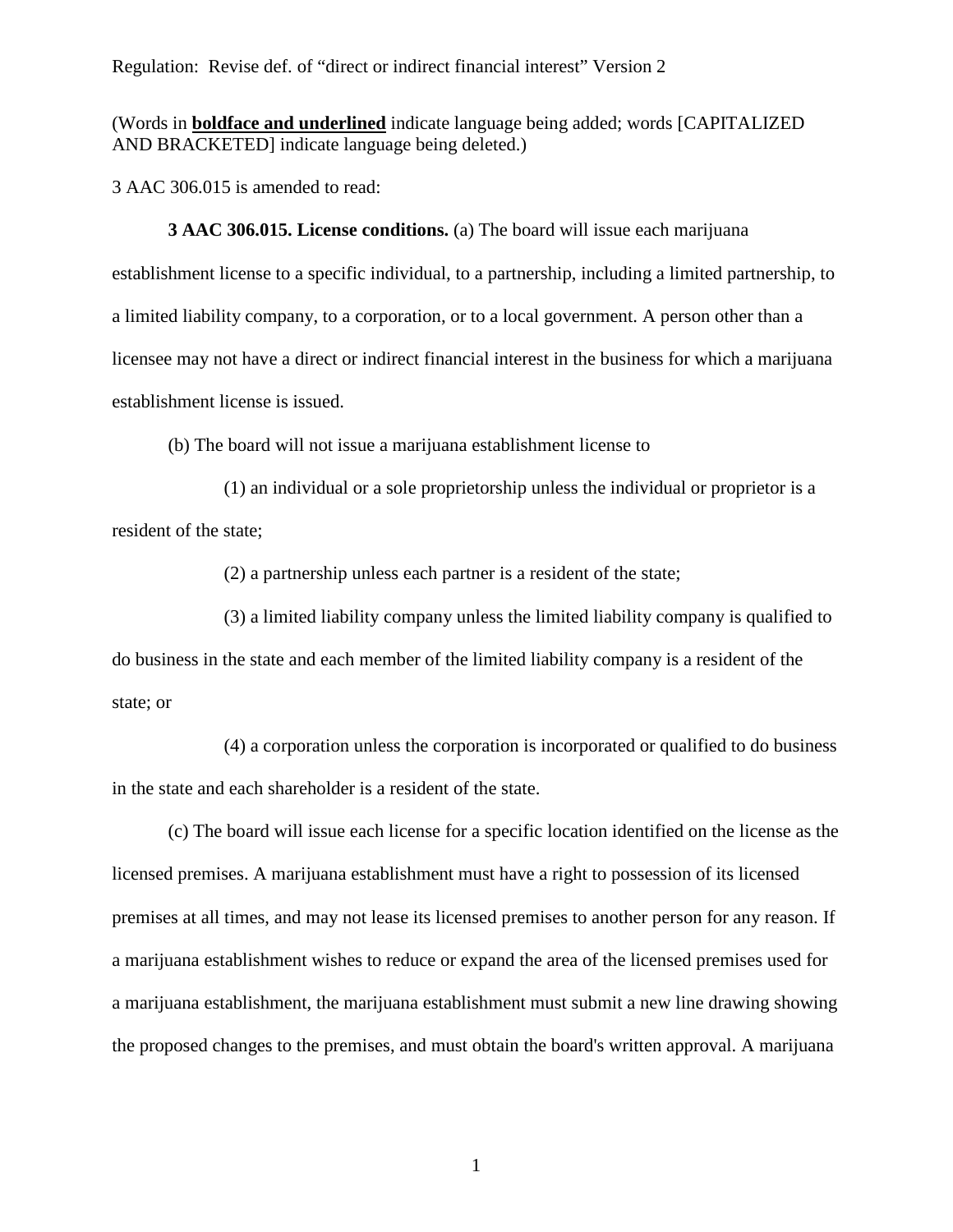Regulation: Revise def. of "direct or indirect financial interest" Version 2

(Words in **<u>boldface and underlined</u>** indicate language being added; words [CAPITALIZED AND BRACKETED] indicate language being deleted.)

3 AAC 306.015 is amended to read:

**3 AAC 306.015. License conditions.** (a) The board will issue each marijuana establishment license to a specific individual, to a partnership, including a limited partnership, to a limited liability company, to a corporation, or to a local government. A person other than a licensee may not have a direct or indirect financial interest in the business for which a marijuana establishment license is issued.

(b) The board will not issue a marijuana establishment license to

(1) an individual or a sole proprietorship unless the individual or proprietor is a resident of the state;

(2) a partnership unless each partner is a resident of the state;

(3) a limited liability company unless the limited liability company is qualified to do business in the state and each member of the limited liability company is a resident of the state; or

(4) a corporation unless the corporation is incorporated or qualified to do business in the state and each shareholder is a resident of the state.

(c) The board will issue each license for a specific location identified on the license as the licensed premises. A marijuana establishment must have a right to possession of its licensed premises at all times, and may not lease its licensed premises to another person for any reason. If a marijuana establishment wishes to reduce or expand the area of the licensed premises used for a marijuana establishment, the marijuana establishment must submit a new line drawing showing the proposed changes to the premises, and must obtain the board's written approval. A marijuana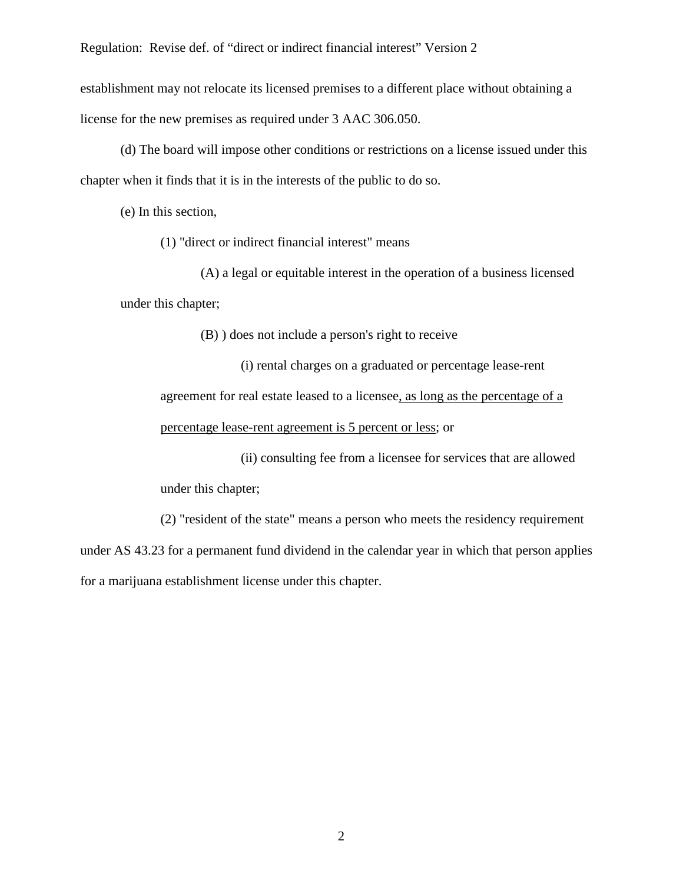establishment may not relocate its licensed premises to a different place without obtaining a license for the new premises as required under 3 AAC 306.050.

(d) The board will impose other conditions or restrictions on a license issued under this chapter when it finds that it is in the interests of the public to do so.

(e) In this section,

(1) "direct or indirect financial interest" means

(A) a legal or equitable interest in the operation of a business licensed under this chapter;

(B) ) does not include a person's right to receive

(i) rental charges on a graduated or percentage lease-rent agreement for real estate leased to a licensee<u>, as long as the percentage of a percentage lease-rent agreement is 5 percent or less</u>; or

(ii) consulting fee from a licensee for services that are allowed under this chapter;

(2) "resident of the state" means a person who meets the residency requirement under AS 43.23 for a permanent fund dividend in the calendar year in which that person applies for a marijuana establishment license under this chapter.